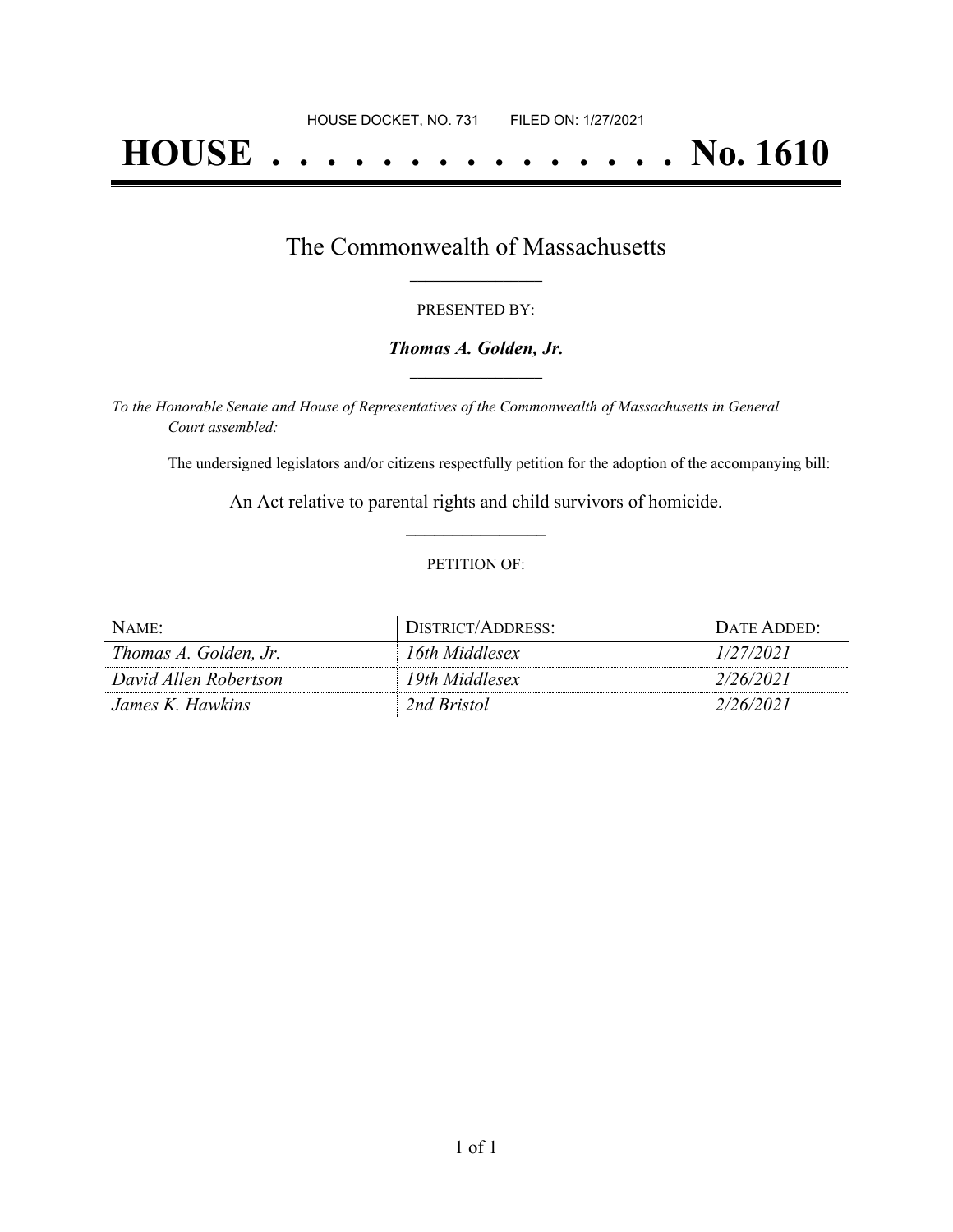HOUSE DOCKET, NO. 731        FILED ON: 1/27/2021

# HOUSE . . . . . . . . . . . . . . . No. 1610

## The Commonwealth of Massachusetts

PRESENTED BY:

***Thomas A. Golden, Jr.***

*To the Honorable Senate and House of Representatives of the Commonwealth of Massachusetts in General Court assembled:*

The undersigned legislators and/or citizens respectfully petition for the adoption of the accompanying bill:

An Act relative to parental rights and child survivors of homicide.

PETITION OF:

| NAME: | DISTRICT/ADDRESS: | DATE ADDED: |
|---|---|---|
| *Thomas A. Golden, Jr.* | *16th Middlesex* | *1/27/2021* |
| *David Allen Robertson* | *19th Middlesex* | *2/26/2021* |
| *James K. Hawkins* | *2nd Bristol* | *2/26/2021* |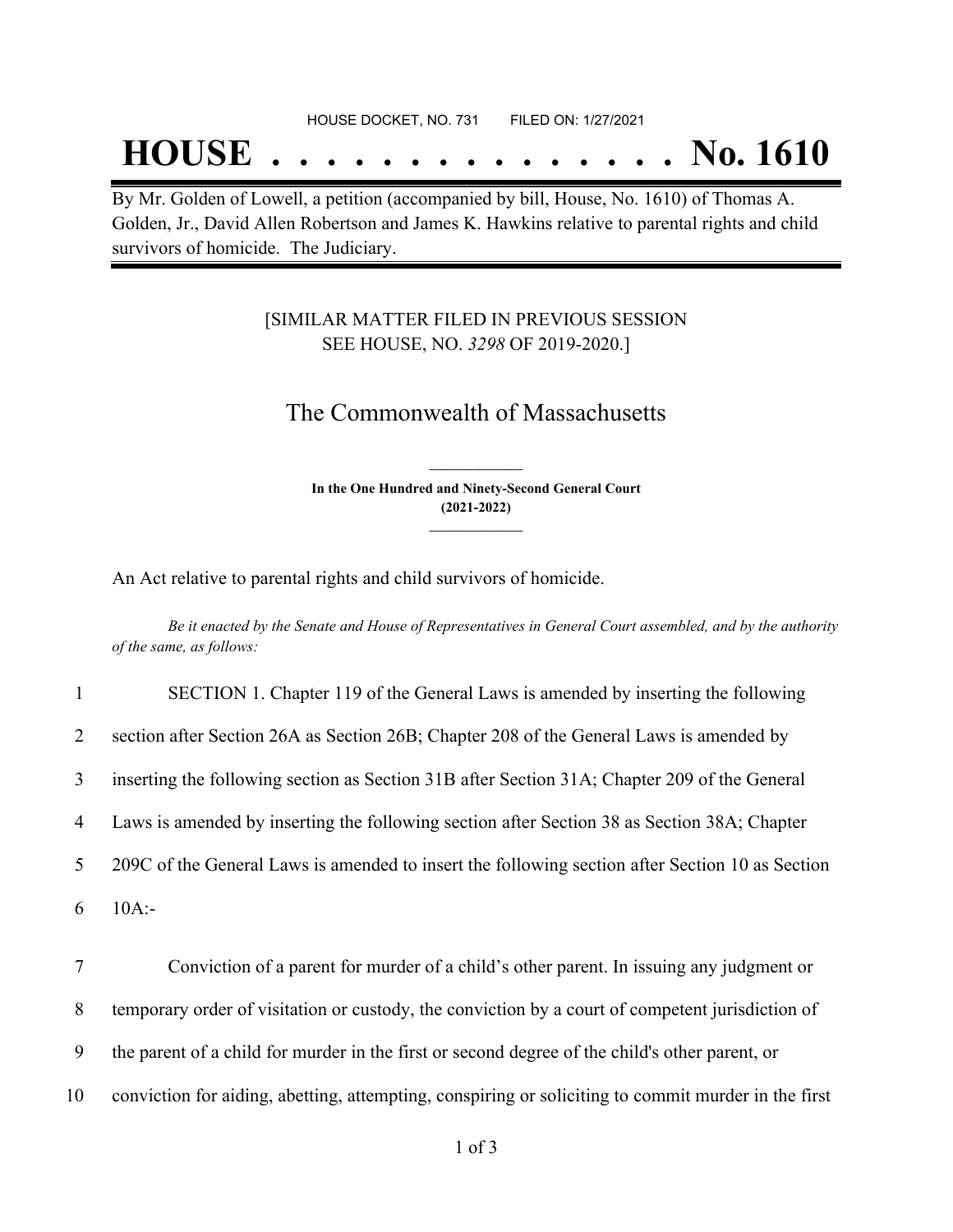HOUSE DOCKET, NO. 731 FILED ON: 1/27/2021

# HOUSE . . . . . . . . . . . . . . . No. 1610

By Mr. Golden of Lowell, a petition (accompanied by bill, House, No. 1610) of Thomas A. Golden, Jr., David Allen Robertson and James K. Hawkins relative to parental rights and child survivors of homicide. The Judiciary.

[SIMILAR MATTER FILED IN PREVIOUS SESSION SEE HOUSE, NO. *3298* OF 2019-2020.]

## The Commonwealth of Massachusetts

**In the One Hundred and Ninety-Second General Court (2021-2022)**

An Act relative to parental rights and child survivors of homicide.

*Be it enacted by the Senate and House of Representatives in General Court assembled, and by the authority of the same, as follows:*

1 SECTION 1. Chapter 119 of the General Laws is amended by inserting the following
2 section after Section 26A as Section 26B; Chapter 208 of the General Laws is amended by
3 inserting the following section as Section 31B after Section 31A; Chapter 209 of the General
4 Laws is amended by inserting the following section after Section 38 as Section 38A; Chapter
5 209C of the General Laws is amended to insert the following section after Section 10 as Section
6 10A:-

7 Conviction of a parent for murder of a child's other parent. In issuing any judgment or
8 temporary order of visitation or custody, the conviction by a court of competent jurisdiction of
9 the parent of a child for murder in the first or second degree of the child's other parent, or
10 conviction for aiding, abetting, attempting, conspiring or soliciting to commit murder in the first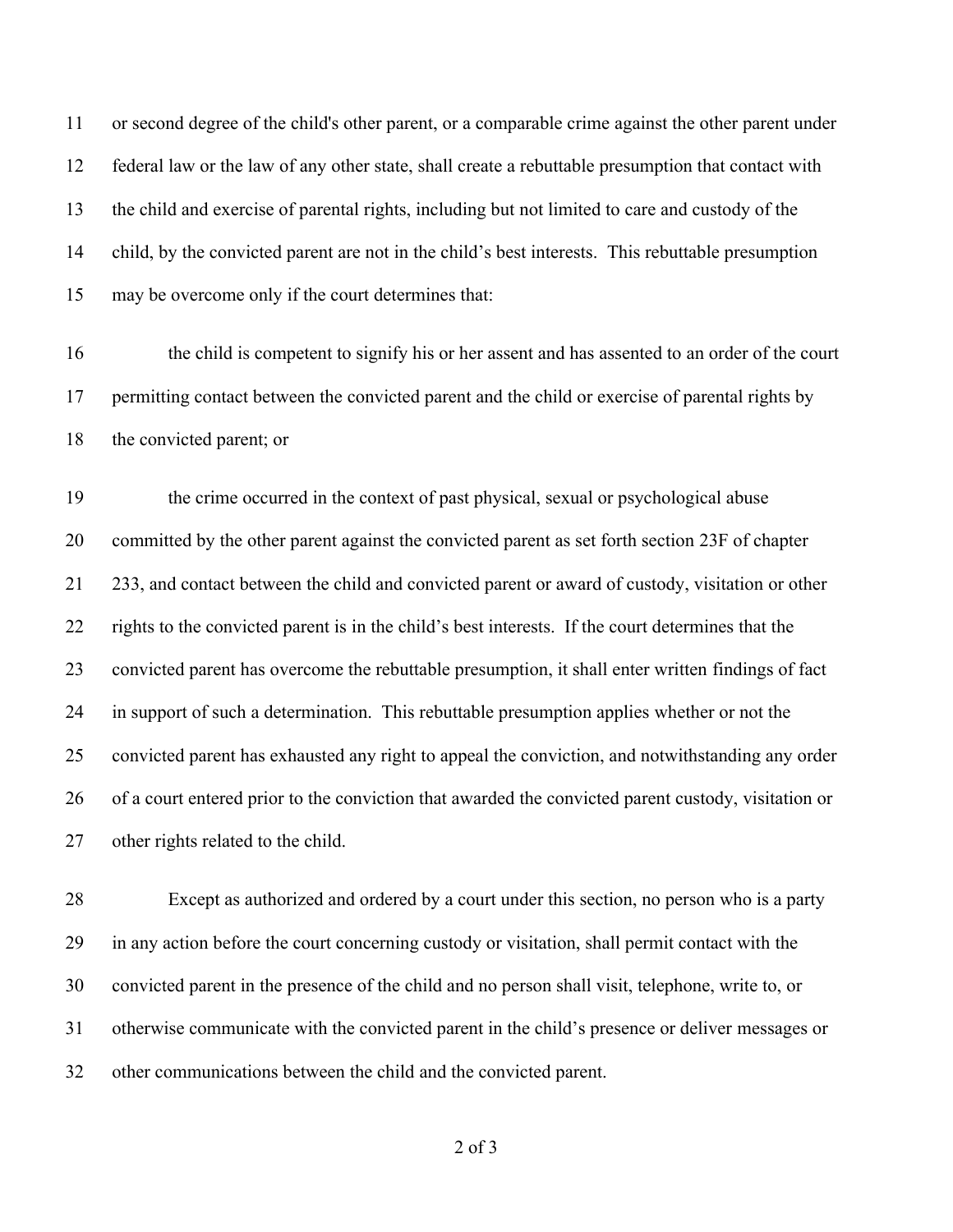or second degree of the child's other parent, or a comparable crime against the other parent under federal law or the law of any other state, shall create a rebuttable presumption that contact with the child and exercise of parental rights, including but not limited to care and custody of the child, by the convicted parent are not in the child's best interests. This rebuttable presumption may be overcome only if the court determines that:

the child is competent to signify his or her assent and has assented to an order of the court permitting contact between the convicted parent and the child or exercise of parental rights by the convicted parent; or

the crime occurred in the context of past physical, sexual or psychological abuse committed by the other parent against the convicted parent as set forth section 23F of chapter 233, and contact between the child and convicted parent or award of custody, visitation or other rights to the convicted parent is in the child's best interests. If the court determines that the convicted parent has overcome the rebuttable presumption, it shall enter written findings of fact in support of such a determination. This rebuttable presumption applies whether or not the convicted parent has exhausted any right to appeal the conviction, and notwithstanding any order of a court entered prior to the conviction that awarded the convicted parent custody, visitation or other rights related to the child.

Except as authorized and ordered by a court under this section, no person who is a party in any action before the court concerning custody or visitation, shall permit contact with the convicted parent in the presence of the child and no person shall visit, telephone, write to, or otherwise communicate with the convicted parent in the child's presence or deliver messages or other communications between the child and the convicted parent.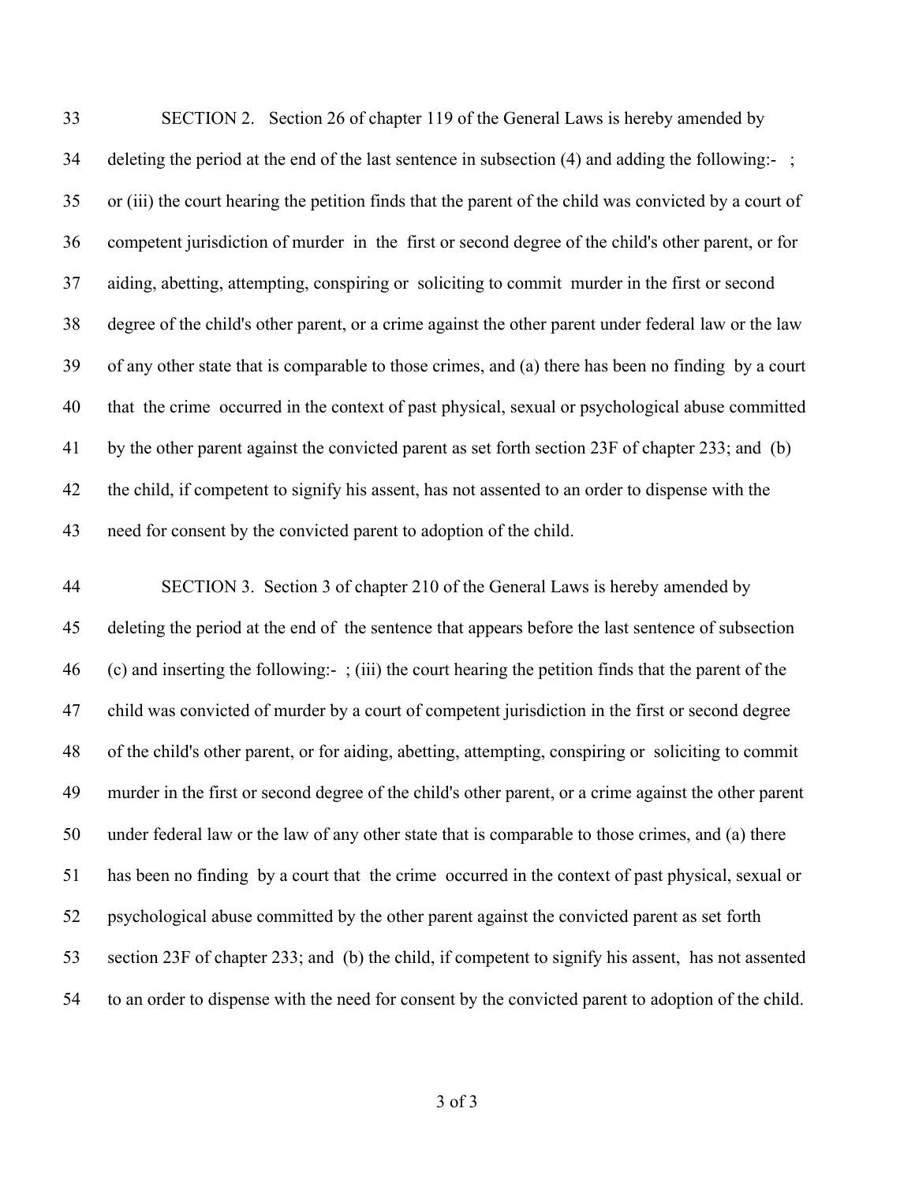SECTION 2. Section 26 of chapter 119 of the General Laws is hereby amended by deleting the period at the end of the last sentence in subsection (4) and adding the following:- ; or (iii) the court hearing the petition finds that the parent of the child was convicted by a court of competent jurisdiction of murder in the first or second degree of the child's other parent, or for aiding, abetting, attempting, conspiring or soliciting to commit murder in the first or second degree of the child's other parent, or a crime against the other parent under federal law or the law of any other state that is comparable to those crimes, and (a) there has been no finding by a court that the crime occurred in the context of past physical, sexual or psychological abuse committed by the other parent against the convicted parent as set forth section 23F of chapter 233; and (b) the child, if competent to signify his assent, has not assented to an order to dispense with the need for consent by the convicted parent to adoption of the child.

SECTION 3. Section 3 of chapter 210 of the General Laws is hereby amended by deleting the period at the end of the sentence that appears before the last sentence of subsection (c) and inserting the following:- ; (iii) the court hearing the petition finds that the parent of the child was convicted of murder by a court of competent jurisdiction in the first or second degree of the child's other parent, or for aiding, abetting, attempting, conspiring or soliciting to commit murder in the first or second degree of the child's other parent, or a crime against the other parent under federal law or the law of any other state that is comparable to those crimes, and (a) there has been no finding by a court that the crime occurred in the context of past physical, sexual or psychological abuse committed by the other parent against the convicted parent as set forth section 23F of chapter 233; and (b) the child, if competent to signify his assent, has not assented to an order to dispense with the need for consent by the convicted parent to adoption of the child.